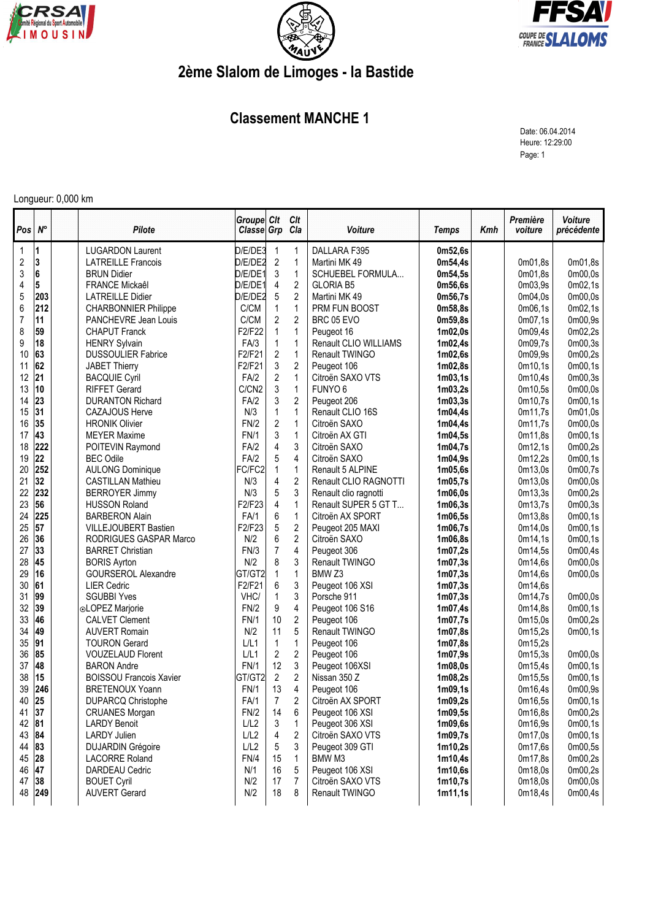# 2ème Slalom de Limoges - la Bastide

## Classement MANCHE 1

Date: 06.04.2014
Heure: 12:29:00
Page: 1

Longueur: 0,000 km

| Pos | N° | | Pilote | Groupe Classe | Clt Grp | Clt Cla | Voiture | Temps | Kmh | Première voiture | Voiture précédente |
|---|---|---|---|---|---|---|---|---|---|---|---|
| 1 | **1** | | LUGARDON Laurent | D/E/DE3 | 1 | 1 | DALLARA F395 | **0m52,6s** | | | |
| 2 | **3** | | LATREILLE Francois | D/E/DE2 | 2 | 1 | Martini MK 49 | **0m54,4s** | | 0m01,8s | 0m01,8s |
| 3 | **6** | | BRUN Didier | D/E/DE1 | 3 | 1 | SCHUEBEL FORMULA... | **0m54,5s** | | 0m01,8s | 0m00,0s |
| 4 | **5** | | FRANCE Mickaêl | D/E/DE1 | 4 | 2 | GLORIA B5 | **0m56,6s** | | 0m03,9s | 0m02,1s |
| 5 | **203** | | LATREILLE Didier | D/E/DE2 | 5 | 2 | Martini MK 49 | **0m56,7s** | | 0m04,0s | 0m00,0s |
| 6 | **212** | | CHARBONNIER Philippe | C/CM | 1 | 1 | PRM FUN BOOST | **0m58,8s** | | 0m06,1s | 0m02,1s |
| 7 | **11** | | PANCHEVRE Jean Louis | C/CM | 2 | 2 | BRC 05 EVO | **0m59,8s** | | 0m07,1s | 0m00,9s |
| 8 | **59** | | CHAPUT Franck | F2/F22 | 1 | 1 | Peugeot 16 | **1m02,0s** | | 0m09,4s | 0m02,2s |
| 9 | **18** | | HENRY Sylvain | FA/3 | 1 | 1 | Renault CLIO WILLIAMS | **1m02,4s** | | 0m09,7s | 0m00,3s |
| 10 | **63** | | DUSSOULIER Fabrice | F2/F21 | 2 | 1 | Renault TWINGO | **1m02,6s** | | 0m09,9s | 0m00,2s |
| 11 | **62** | | JABET Thierry | F2/F21 | 3 | 2 | Peugeot 106 | **1m02,8s** | | 0m10,1s | 0m00,1s |
| 12 | **21** | | BACQUIE Cyril | FA/2 | 2 | 1 | Citroën SAXO VTS | **1m03,1s** | | 0m10,4s | 0m00,3s |
| 13 | **10** | | RIFFET Gerard | C/CN2 | 3 | 1 | FUNYO 6 | **1m03,2s** | | 0m10,5s | 0m00,0s |
| 14 | **23** | | DURANTON Richard | FA/2 | 3 | 2 | Peugeot 206 | **1m03,3s** | | 0m10,7s | 0m00,1s |
| 15 | **31** | | CAZAJOUS Herve | N/3 | 1 | 1 | Renault CLIO 16S | **1m04,4s** | | 0m11,7s | 0m01,0s |
| 16 | **35** | | HRONIK Olivier | FN/2 | 2 | 1 | Citroën SAXO | **1m04,4s** | | 0m11,7s | 0m00,0s |
| 17 | **43** | | MEYER Maxime | FN/1 | 3 | 1 | Citroën AX GTI | **1m04,5s** | | 0m11,8s | 0m00,1s |
| 18 | **222** | | POITEVIN Raymond | FA/2 | 4 | 3 | Citroën SAXO | **1m04,7s** | | 0m12,1s | 0m00,2s |
| 19 | **22** | | BEC Odile | FA/2 | 5 | 4 | Citroën SAXO | **1m04,9s** | | 0m12,2s | 0m00,1s |
| 20 | **252** | | AULONG Dominique | FC/FC2 | 1 | 1 | Renault 5 ALPINE | **1m05,6s** | | 0m13,0s | 0m00,7s |
| 21 | **32** | | CASTILLAN Mathieu | N/3 | 4 | 2 | Renault CLIO RAGNOTTI | **1m05,7s** | | 0m13,0s | 0m00,0s |
| 22 | **232** | | BERROYER Jimmy | N/3 | 5 | 3 | Renault clio ragnotti | **1m06,0s** | | 0m13,3s | 0m00,2s |
| 23 | **56** | | HUSSON Roland | F2/F23 | 4 | 1 | Renault SUPER 5 GT T... | **1m06,3s** | | 0m13,7s | 0m00,3s |
| 24 | **225** | | BARBERON Alain | FA/1 | 6 | 1 | Citroën AX SPORT | **1m06,5s** | | 0m13,8s | 0m00,1s |
| 25 | **57** | | VILLEJOUBERT Bastien | F2/F23 | 5 | 2 | Peugeot 205 MAXI | **1m06,7s** | | 0m14,0s | 0m00,1s |
| 26 | **36** | | RODRIGUES GASPAR Marco | N/2 | 6 | 2 | Citroën SAXO | **1m06,8s** | | 0m14,1s | 0m00,1s |
| 27 | **33** | | BARRET Christian | FN/3 | 7 | 4 | Peugeot 306 | **1m07,2s** | | 0m14,5s | 0m00,4s |
| 28 | **45** | | BORIS Ayrton | N/2 | 8 | 3 | Renault TWINGO | **1m07,3s** | | 0m14,6s | 0m00,0s |
| 29 | **16** | | GOURSEROL Alexandre | GT/GT2 | 1 | 1 | BMW Z3 | **1m07,3s** | | 0m14,6s | 0m00,0s |
| 30 | **61** | | LIER Cedric | F2/F21 | 6 | 3 | Peugeot 106 XSI | **1m07,3s** | | 0m14,6s | |
| 31 | **99** | | SGUBBI Yves | VHC/ | 1 | 3 | Porsche 911 | **1m07,3s** | | 0m14,7s | 0m00,0s |
| 32 | **39** | | ⊙LOPEZ Marjorie | FN/2 | 9 | 4 | Peugeot 106 S16 | **1m07,4s** | | 0m14,8s | 0m00,1s |
| 33 | **46** | | CALVET Clement | FN/1 | 10 | 2 | Peugeot 106 | **1m07,7s** | | 0m15,0s | 0m00,2s |
| 34 | **49** | | AUVERT Romain | N/2 | 11 | 5 | Renault TWINGO | **1m07,8s** | | 0m15,2s | 0m00,1s |
| 35 | **91** | | TOURON Gerard | L/L1 | 1 | 1 | Peugeot 106 | **1m07,8s** | | 0m15,2s | |
| 36 | **85** | | VOUZELAUD Florent | L/L1 | 2 | 2 | Peugeot 106 | **1m07,9s** | | 0m15,3s | 0m00,0s |
| 37 | **48** | | BARON Andre | FN/1 | 12 | 3 | Peugeot 106XSI | **1m08,0s** | | 0m15,4s | 0m00,1s |
| 38 | **15** | | BOISSOU Francois Xavier | GT/GT2 | 2 | 2 | Nissan 350 Z | **1m08,2s** | | 0m15,5s | 0m00,1s |
| 39 | **246** | | BRETENOUX Yoann | FN/1 | 13 | 4 | Peugeot 106 | **1m09,1s** | | 0m16,4s | 0m00,9s |
| 40 | **25** | | DUPARCQ Christophe | FA/1 | 7 | 2 | Citroën AX SPORT | **1m09,2s** | | 0m16,5s | 0m00,1s |
| 41 | **37** | | CRUANES Morgan | FN/2 | 14 | 6 | Peugeot 106 XSI | **1m09,5s** | | 0m16,8s | 0m00,2s |
| 42 | **81** | | LARDY Benoit | L/L2 | 3 | 1 | Peugeot 306 XSI | **1m09,6s** | | 0m16,9s | 0m00,1s |
| 43 | **84** | | LARDY Julien | L/L2 | 4 | 2 | Citroën SAXO VTS | **1m09,7s** | | 0m17,0s | 0m00,1s |
| 44 | **83** | | DUJARDIN Grégoire | L/L2 | 5 | 3 | Peugeot 309 GTI | **1m10,2s** | | 0m17,6s | 0m00,5s |
| 45 | **28** | | LACORRE Roland | FN/4 | 15 | 1 | BMW M3 | **1m10,4s** | | 0m17,8s | 0m00,2s |
| 46 | **47** | | DARDEAU Cedric | N/1 | 16 | 5 | Peugeot 106 XSI | **1m10,6s** | | 0m18,0s | 0m00,2s |
| 47 | **38** | | BOUET Cyril | N/2 | 17 | 7 | Citroën SAXO VTS | **1m10,7s** | | 0m18,0s | 0m00,0s |
| 48 | **249** | | AUVERT Gerard | N/2 | 18 | 8 | Renault TWINGO | **1m11,1s** | | 0m18,4s | 0m00,4s |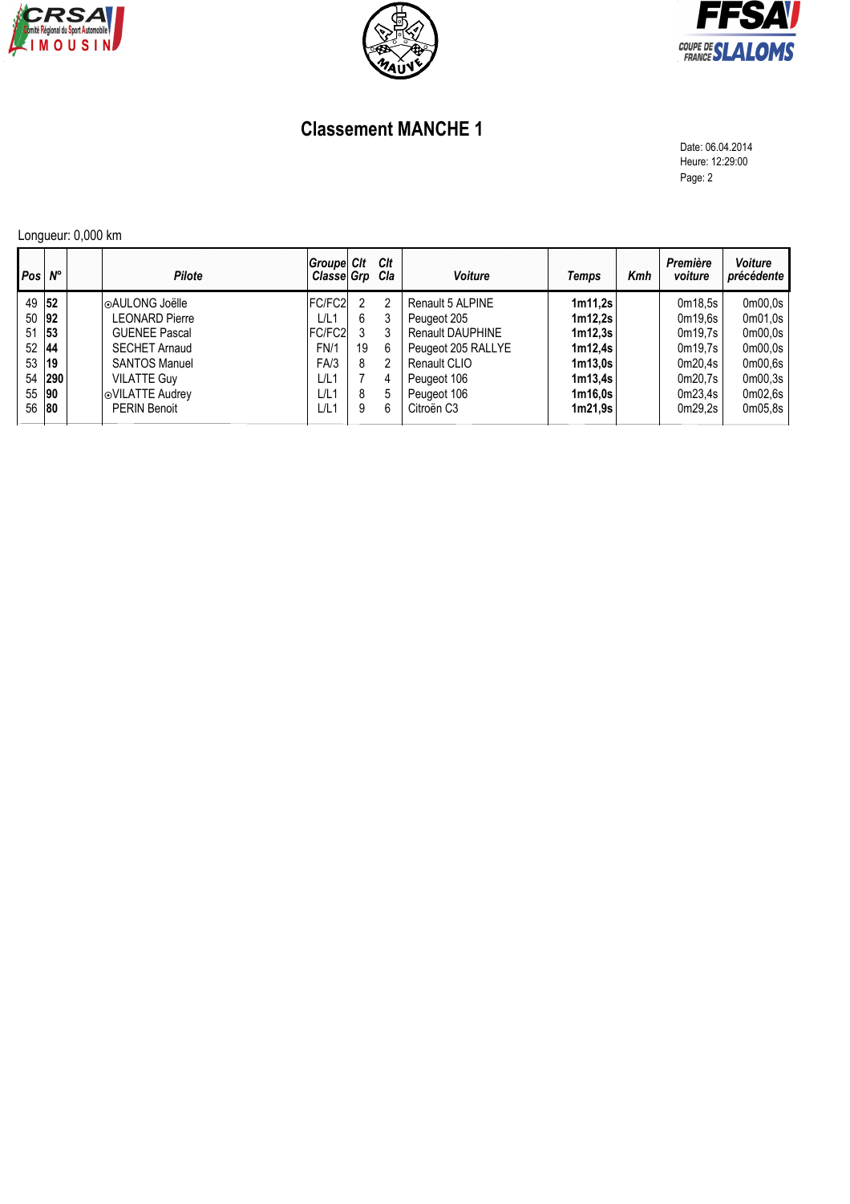# Classement MANCHE 1

Date: 06.04.2014
Heure: 12:29:00
Page: 2

Longueur: 0,000 km

| Pos | N° | | Pilote | Groupe Classe | Clt Grp | Clt Cla | Voiture | Temps | Kmh | Première voiture | Voiture précédente |
|---|---|---|---|---|---|---|---|---|---|---|---|
| 49 | **52** | | ⊙AULONG Joëlle | FC/FC2 | 2 | 2 | Renault 5 ALPINE | **1m11,2s** | | 0m18,5s | 0m00,0s |
| 50 | **92** | | LEONARD Pierre | L/L1 | 6 | 3 | Peugeot 205 | **1m12,2s** | | 0m19,6s | 0m01,0s |
| 51 | **53** | | GUENEE Pascal | FC/FC2 | 3 | 3 | Renault DAUPHINE | **1m12,3s** | | 0m19,7s | 0m00,0s |
| 52 | **44** | | SECHET Arnaud | FN/1 | 19 | 6 | Peugeot 205 RALLYE | **1m12,4s** | | 0m19,7s | 0m00,0s |
| 53 | **19** | | SANTOS Manuel | FA/3 | 8 | 2 | Renault CLIO | **1m13,0s** | | 0m20,4s | 0m00,6s |
| 54 | **290** | | VILATTE Guy | L/L1 | 7 | 4 | Peugeot 106 | **1m13,4s** | | 0m20,7s | 0m00,3s |
| 55 | **90** | | ⊙VILATTE Audrey | L/L1 | 8 | 5 | Peugeot 106 | **1m16,0s** | | 0m23,4s | 0m02,6s |
| 56 | **80** | | PERIN Benoit | L/L1 | 9 | 6 | Citroën C3 | **1m21,9s** | | 0m29,2s | 0m05,8s |